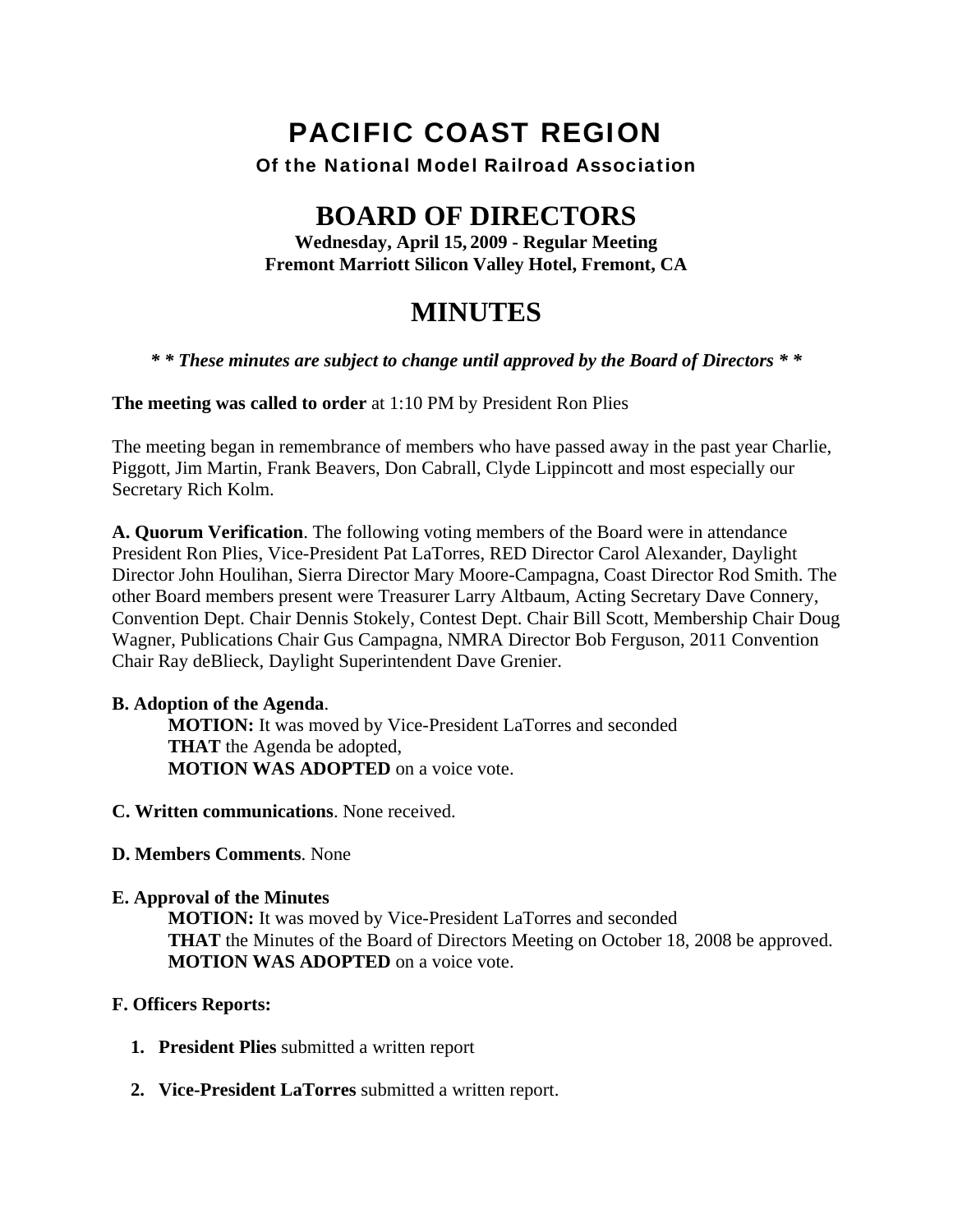# PACIFIC COAST REGION

**Of the National Model Railroad Association**

# BOARD OF DIRECTORS

**Wednesday, April 15, 2009 - Regular Meeting**
**Fremont Marriott Silicon Valley Hotel, Fremont, CA**

# MINUTES

***\* \* These minutes are subject to change until approved by the Board of Directors \* \****

**The meeting was called to order** at 1:10 PM by President Ron Plies

The meeting began in remembrance of members who have passed away in the past year Charlie, Piggott, Jim Martin, Frank Beavers, Don Cabrall, Clyde Lippincott and most especially our Secretary Rich Kolm.

**A. Quorum Verification**. The following voting members of the Board were in attendance President Ron Plies, Vice-President Pat LaTorres, RED Director Carol Alexander, Daylight Director John Houlihan, Sierra Director Mary Moore-Campagna, Coast Director Rod Smith. The other Board members present were Treasurer Larry Altbaum, Acting Secretary Dave Connery, Convention Dept. Chair Dennis Stokely, Contest Dept. Chair Bill Scott, Membership Chair Doug Wagner, Publications Chair Gus Campagna, NMRA Director Bob Ferguson, 2011 Convention Chair Ray deBlieck, Daylight Superintendent Dave Grenier.

**B. Adoption of the Agenda**.

> **MOTION:** It was moved by Vice-President LaTorres and seconded
> **THAT** the Agenda be adopted,
> **MOTION WAS ADOPTED** on a voice vote.

**C. Written communications**. None received.

**D. Members Comments**. None

**E. Approval of the Minutes**

> **MOTION:** It was moved by Vice-President LaTorres and seconded
> **THAT** the Minutes of the Board of Directors Meeting on October 18, 2008 be approved.
> **MOTION WAS ADOPTED** on a voice vote.

**F. Officers Reports:**

1. **President Plies** submitted a written report
2. **Vice-President LaTorres** submitted a written report.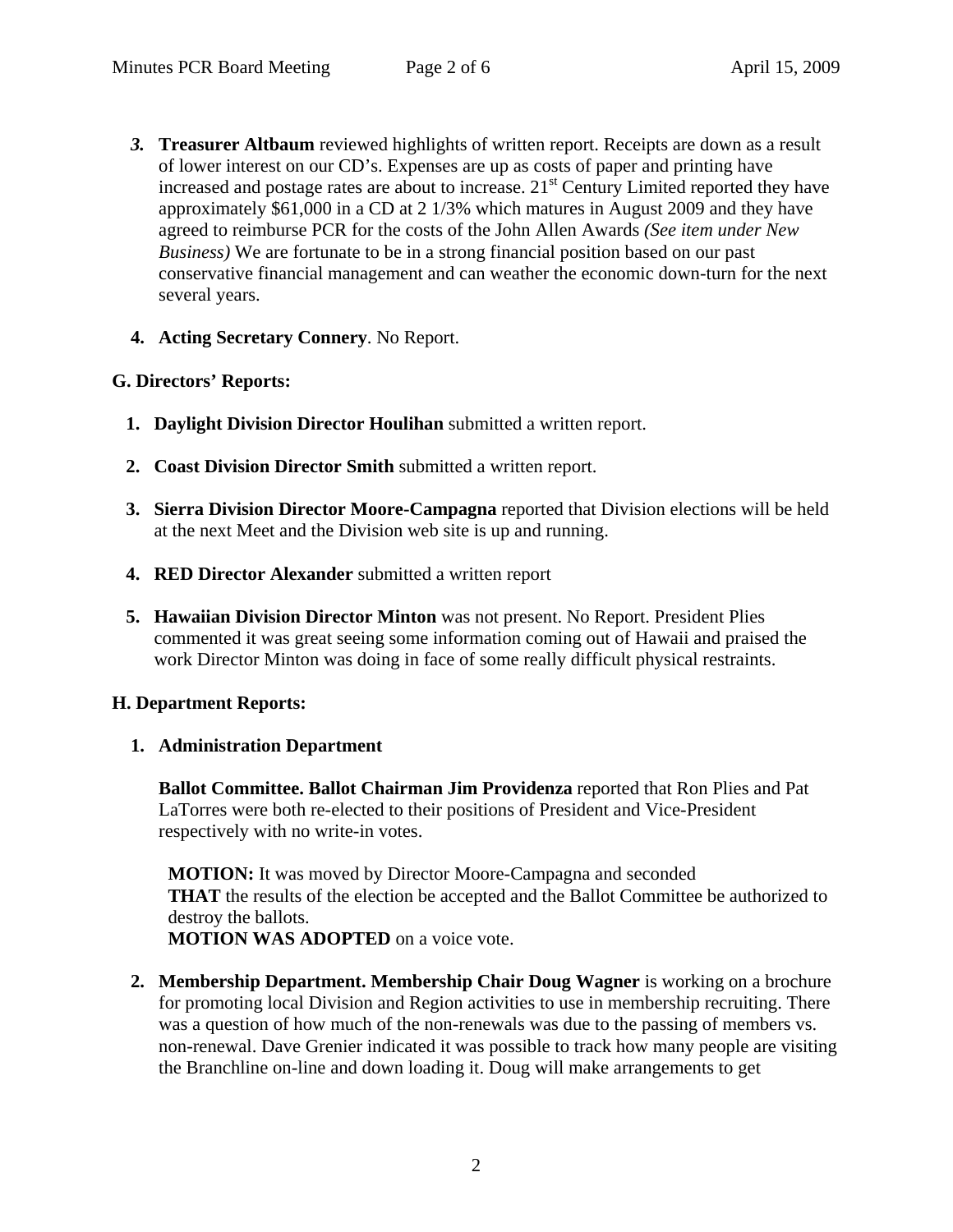3. **Treasurer Altbaum** reviewed highlights of written report. Receipts are down as a result of lower interest on our CD's. Expenses are up as costs of paper and printing have increased and postage rates are about to increase. 21st Century Limited reported they have approximately $61,000 in a CD at 2 1/3% which matures in August 2009 and they have agreed to reimburse PCR for the costs of the John Allen Awards *(See item under New Business)* We are fortunate to be in a strong financial position based on our past conservative financial management and can weather the economic down-turn for the next several years.

4. **Acting Secretary Connery**. No Report.

**G. Directors' Reports:**

1. **Daylight Division Director Houlihan** submitted a written report.

2. **Coast Division Director Smith** submitted a written report.

3. **Sierra Division Director Moore-Campagna** reported that Division elections will be held at the next Meet and the Division web site is up and running.

4. **RED Director Alexander** submitted a written report

5. **Hawaiian Division Director Minton** was not present. No Report. President Plies commented it was great seeing some information coming out of Hawaii and praised the work Director Minton was doing in face of some really difficult physical restraints.

**H. Department Reports:**

1. **Administration Department**

   **Ballot Committee. Ballot Chairman Jim Providenza** reported that Ron Plies and Pat LaTorres were both re-elected to their positions of President and Vice-President respectively with no write-in votes.

   **MOTION:** It was moved by Director Moore-Campagna and seconded
   **THAT** the results of the election be accepted and the Ballot Committee be authorized to destroy the ballots.
   **MOTION WAS ADOPTED** on a voice vote.

2. **Membership Department. Membership Chair Doug Wagner** is working on a brochure for promoting local Division and Region activities to use in membership recruiting. There was a question of how much of the non-renewals was due to the passing of members vs. non-renewal. Dave Grenier indicated it was possible to track how many people are visiting the Branchline on-line and down loading it. Doug will make arrangements to get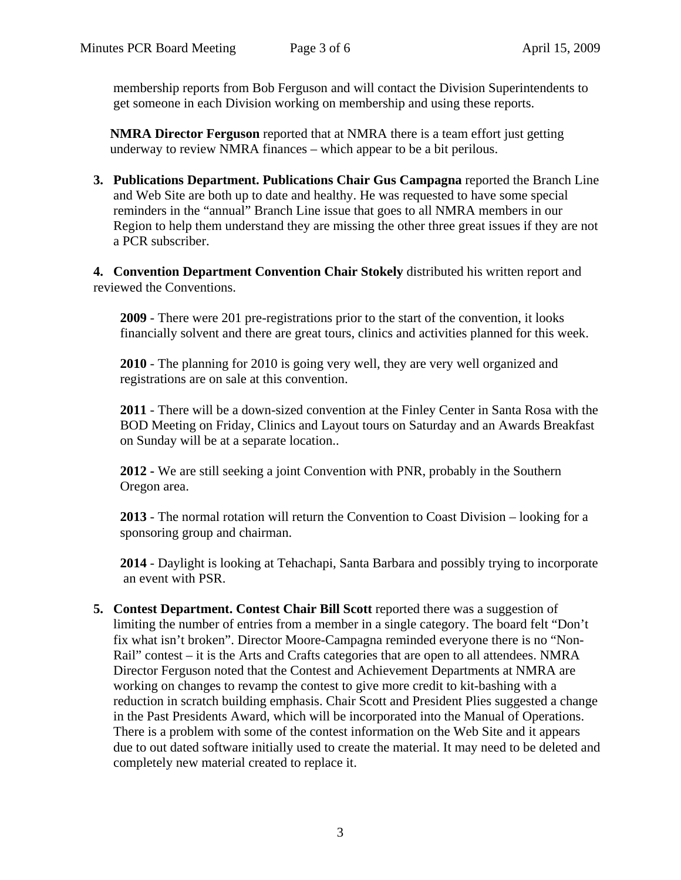membership reports from Bob Ferguson and will contact the Division Superintendents to get someone in each Division working on membership and using these reports.

**NMRA Director Ferguson** reported that at NMRA there is a team effort just getting underway to review NMRA finances – which appear to be a bit perilous.

3. **Publications Department. Publications Chair Gus Campagna** reported the Branch Line and Web Site are both up to date and healthy. He was requested to have some special reminders in the "annual" Branch Line issue that goes to all NMRA members in our Region to help them understand they are missing the other three great issues if they are not a PCR subscriber.

4. **Convention Department Convention Chair Stokely** distributed his written report and reviewed the Conventions.

**2009** - There were 201 pre-registrations prior to the start of the convention, it looks financially solvent and there are great tours, clinics and activities planned for this week.

**2010** - The planning for 2010 is going very well, they are very well organized and registrations are on sale at this convention.

**2011** - There will be a down-sized convention at the Finley Center in Santa Rosa with the BOD Meeting on Friday, Clinics and Layout tours on Saturday and an Awards Breakfast on Sunday will be at a separate location..

**2012 -** We are still seeking a joint Convention with PNR, probably in the Southern Oregon area.

**2013** - The normal rotation will return the Convention to Coast Division – looking for a sponsoring group and chairman.

**2014** - Daylight is looking at Tehachapi, Santa Barbara and possibly trying to incorporate an event with PSR.

5. **Contest Department. Contest Chair Bill Scott** reported there was a suggestion of limiting the number of entries from a member in a single category. The board felt "Don't fix what isn't broken". Director Moore-Campagna reminded everyone there is no "Non-Rail" contest – it is the Arts and Crafts categories that are open to all attendees. NMRA Director Ferguson noted that the Contest and Achievement Departments at NMRA are working on changes to revamp the contest to give more credit to kit-bashing with a reduction in scratch building emphasis. Chair Scott and President Plies suggested a change in the Past Presidents Award, which will be incorporated into the Manual of Operations. There is a problem with some of the contest information on the Web Site and it appears due to out dated software initially used to create the material. It may need to be deleted and completely new material created to replace it.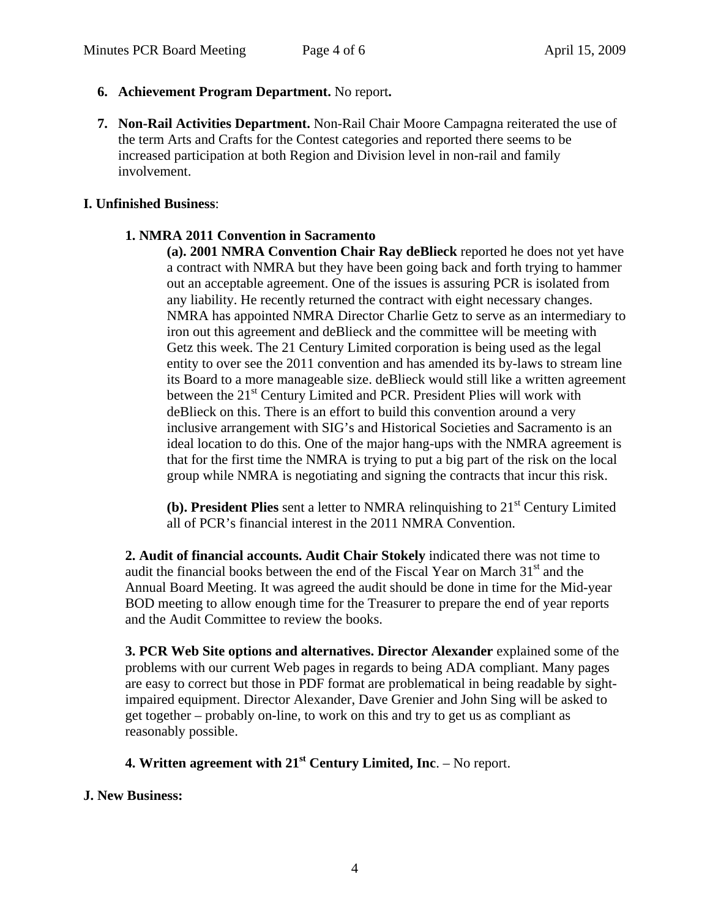6. **Achievement Program Department.** No report**.**

7. **Non-Rail Activities Department.** Non-Rail Chair Moore Campagna reiterated the use of the term Arts and Crafts for the Contest categories and reported there seems to be increased participation at both Region and Division level in non-rail and family involvement.

**I. Unfinished Business**:

**1. NMRA 2011 Convention in Sacramento**

**(a). 2001 NMRA Convention Chair Ray deBlieck** reported he does not yet have a contract with NMRA but they have been going back and forth trying to hammer out an acceptable agreement. One of the issues is assuring PCR is isolated from any liability. He recently returned the contract with eight necessary changes. NMRA has appointed NMRA Director Charlie Getz to serve as an intermediary to iron out this agreement and deBlieck and the committee will be meeting with Getz this week. The 21 Century Limited corporation is being used as the legal entity to over see the 2011 convention and has amended its by-laws to stream line its Board to a more manageable size. deBlieck would still like a written agreement between the 21st Century Limited and PCR. President Plies will work with deBlieck on this. There is an effort to build this convention around a very inclusive arrangement with SIG's and Historical Societies and Sacramento is an ideal location to do this. One of the major hang-ups with the NMRA agreement is that for the first time the NMRA is trying to put a big part of the risk on the local group while NMRA is negotiating and signing the contracts that incur this risk.

**(b). President Plies** sent a letter to NMRA relinquishing to 21st Century Limited all of PCR's financial interest in the 2011 NMRA Convention.

**2. Audit of financial accounts. Audit Chair Stokely** indicated there was not time to audit the financial books between the end of the Fiscal Year on March 31st and the Annual Board Meeting. It was agreed the audit should be done in time for the Mid-year BOD meeting to allow enough time for the Treasurer to prepare the end of year reports and the Audit Committee to review the books.

**3. PCR Web Site options and alternatives. Director Alexander** explained some of the problems with our current Web pages in regards to being ADA compliant. Many pages are easy to correct but those in PDF format are problematical in being readable by sight-impaired equipment. Director Alexander, Dave Grenier and John Sing will be asked to get together – probably on-line, to work on this and try to get us as compliant as reasonably possible.

**4. Written agreement with 21st Century Limited, Inc**. – No report.

**J. New Business:**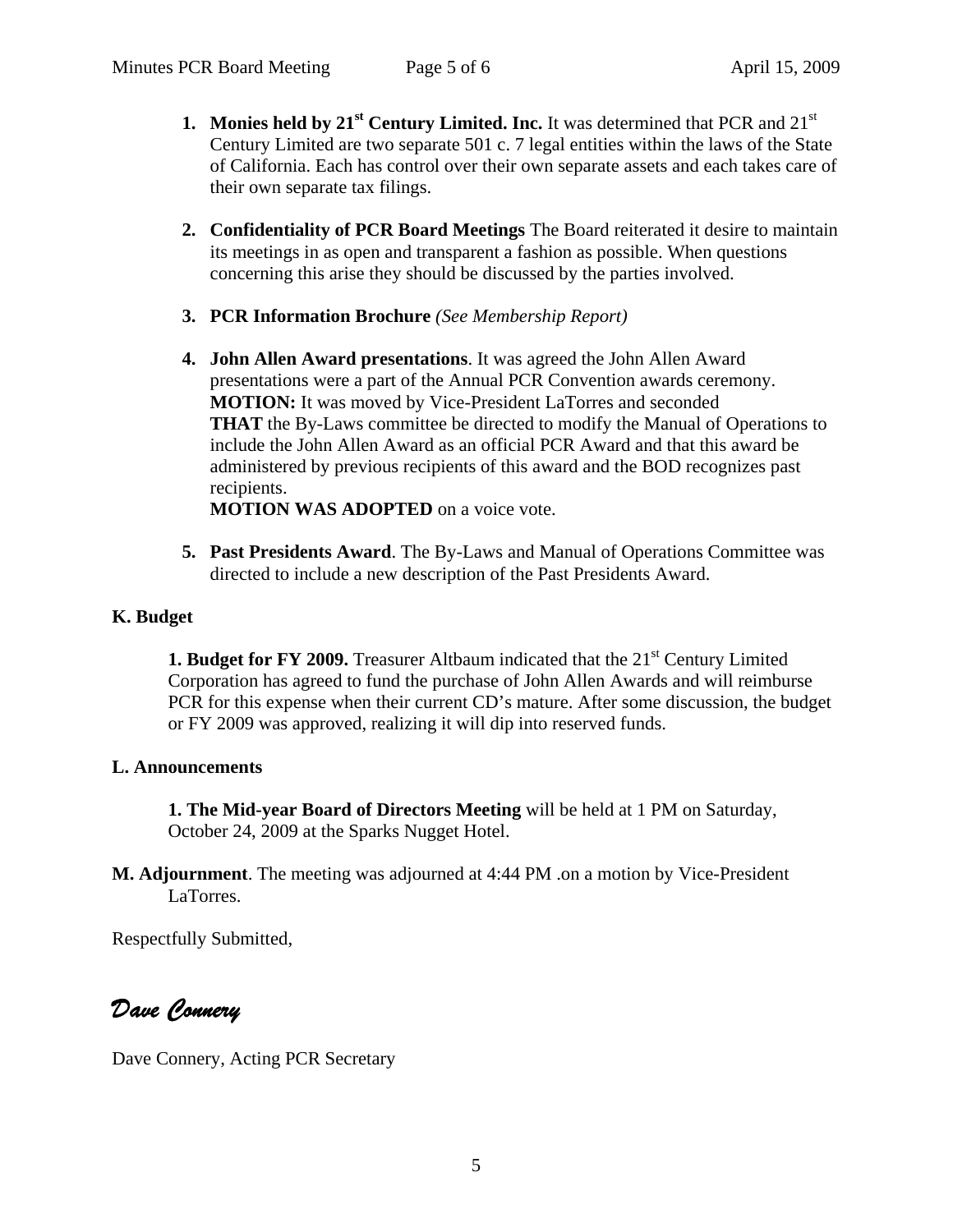1. **Monies held by 21st Century Limited. Inc.** It was determined that PCR and 21st Century Limited are two separate 501 c. 7 legal entities within the laws of the State of California. Each has control over their own separate assets and each takes care of their own separate tax filings.

2. **Confidentiality of PCR Board Meetings** The Board reiterated it desire to maintain its meetings in as open and transparent a fashion as possible. When questions concerning this arise they should be discussed by the parties involved.

3. **PCR Information Brochure** *(See Membership Report)*

4. **John Allen Award presentations**. It was agreed the John Allen Award presentations were a part of the Annual PCR Convention awards ceremony. **MOTION:** It was moved by Vice-President LaTorres and seconded **THAT** the By-Laws committee be directed to modify the Manual of Operations to include the John Allen Award as an official PCR Award and that this award be administered by previous recipients of this award and the BOD recognizes past recipients.
   **MOTION WAS ADOPTED** on a voice vote.

5. **Past Presidents Award**. The By-Laws and Manual of Operations Committee was directed to include a new description of the Past Presidents Award.

**K. Budget**

**1. Budget for FY 2009.** Treasurer Altbaum indicated that the 21st Century Limited Corporation has agreed to fund the purchase of John Allen Awards and will reimburse PCR for this expense when their current CD's mature. After some discussion, the budget or FY 2009 was approved, realizing it will dip into reserved funds.

**L. Announcements**

**1. The Mid-year Board of Directors Meeting** will be held at 1 PM on Saturday, October 24, 2009 at the Sparks Nugget Hotel.

**M. Adjournment**. The meeting was adjourned at 4:44 PM .on a motion by Vice-President LaTorres.

Respectfully Submitted,

*Dave Connery*

Dave Connery, Acting PCR Secretary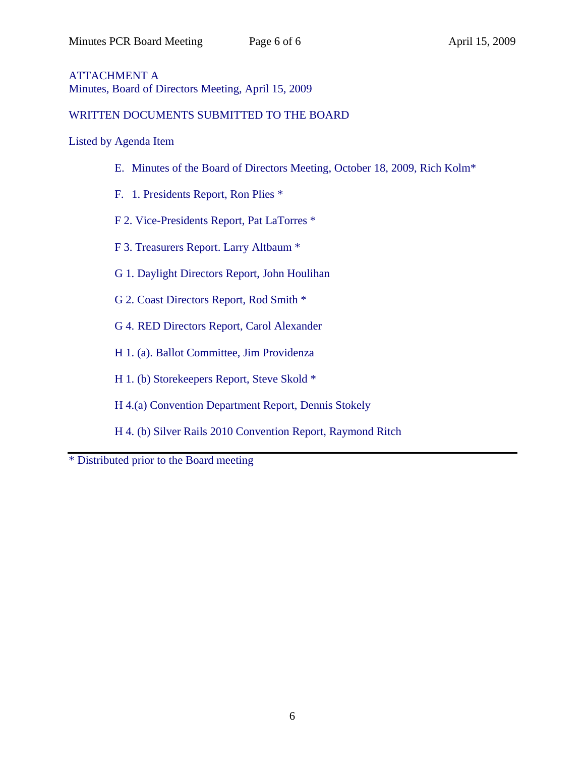ATTACHMENT A
Minutes, Board of Directors Meeting, April 15, 2009

WRITTEN DOCUMENTS SUBMITTED TO THE BOARD

Listed by Agenda Item

E. Minutes of the Board of Directors Meeting, October 18, 2009, Rich Kolm*

F. 1. Presidents Report, Ron Plies *

F 2. Vice-Presidents Report, Pat LaTorres *

F 3. Treasurers Report. Larry Altbaum *

G 1. Daylight Directors Report, John Houlihan

G 2. Coast Directors Report, Rod Smith *

G 4. RED Directors Report, Carol Alexander

H 1. (a). Ballot Committee, Jim Providenza

H 1. (b) Storekeepers Report, Steve Skold *

H 4.(a) Convention Department Report, Dennis Stokely

H 4. (b) Silver Rails 2010 Convention Report, Raymond Ritch

---

* Distributed prior to the Board meeting